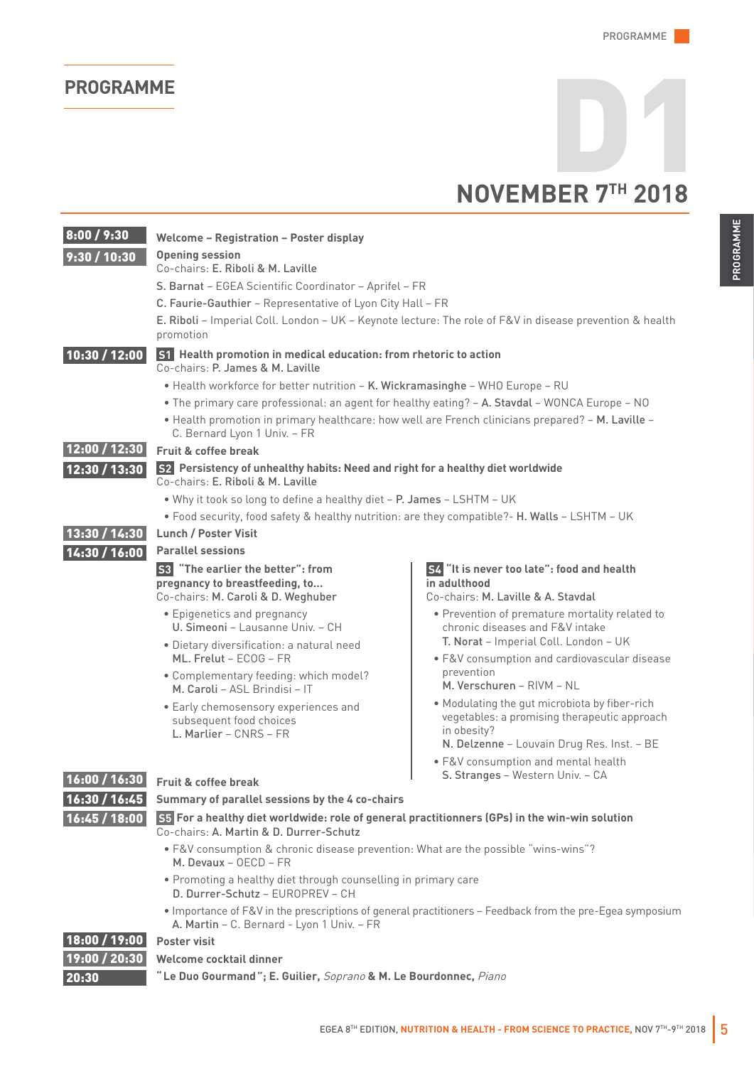# PROGRAMME

## D1

## NOVEMBER 7TH 2018

**8:00 / 9:30** — **Welcome – Registration – Poster display**

**9:30 / 10:30** — **Opening session**
Co-chairs: **E. Riboli** & **M. Laville**

**S. Barnat** – EGEA Scientific Coordinator – Aprifel – FR
**C. Faurie-Gauthier** – Representative of Lyon City Hall – FR
**E. Riboli** – Imperial Coll. London – UK – Keynote lecture: The role of F&V in disease prevention & health promotion

**10:30 / 12:00** — **S1 Health promotion in medical education: from rhetoric to action**
Co-chairs: **P. James** & **M. Laville**

- Health workforce for better nutrition – **K. Wickramasinghe** – WHO Europe – RU
- The primary care professional: an agent for healthy eating? – **A. Stavdal** – WONCA Europe – NO
- Health promotion in primary healthcare: how well are French clinicians prepared? – **M. Laville** – C. Bernard Lyon 1 Univ. – FR

**12:00 / 12:30** — **Fruit & coffee break**

**12:30 / 13:30** — **S2 Persistency of unhealthy habits: Need and right for a healthy diet worldwide**
Co-chairs: **E. Riboli** & **M. Laville**

- Why it took so long to define a healthy diet – **P. James** – LSHTM – UK
- Food security, food safety & healthy nutrition: are they compatible?- **H. Walls** – LSHTM – UK

**13:30 / 14:30** — **Lunch / Poster Visit**

**14:30 / 16:00** — **Parallel sessions**

**S3 "The earlier the better": from pregnancy to breastfeeding, to...**
Co-chairs: **M. Caroli** & **D. Weghuber**

- Epigenetics and pregnancy
  **U. Simeoni** – Lausanne Univ. – CH
- Dietary diversification: a natural need
  **ML. Frelut** – ECOG – FR
- Complementary feeding: which model?
  **M. Caroli** – ASL Brindisi – IT
- Early chemosensory experiences and subsequent food choices
  **L. Marlier** – CNRS – FR

**S4 "It is never too late": food and health in adulthood**
Co-chairs: **M. Laville** & **A. Stavdal**

- Prevention of premature mortality related to chronic diseases and F&V intake
  **T. Norat** – Imperial Coll. London – UK
- F&V consumption and cardiovascular disease prevention
  **M. Verschuren** – RIVM – NL
- Modulating the gut microbiota by fiber-rich vegetables: a promising therapeutic approach in obesity?
  **N. Delzenne** – Louvain Drug Res. Inst. – BE
- F&V consumption and mental health
  **S. Stranges** – Western Univ. – CA

**16:00 / 16:30** — **Fruit & coffee break**

**16:30 / 16:45** — **Summary of parallel sessions by the 4 co-chairs**

**16:45 / 18:00** — **S5 For a healthy diet worldwide: role of general practitionners (GPs) in the win-win solution**
Co-chairs: **A. Martin** & **D. Durrer-Schutz**

- F&V consumption & chronic disease prevention: What are the possible "wins-wins"?
  **M. Devaux** – OECD – FR
- Promoting a healthy diet through counselling in primary care
  **D. Durrer-Schutz** – EUROPREV – CH
- Importance of F&V in the prescriptions of general practitioners – Feedback from the pre-Egea symposium
  **A. Martin** – C. Bernard - Lyon 1 Univ. – FR

**18:00 / 19:00** — **Poster visit**

**19:00 / 20:30** — **Welcome cocktail dinner**

**20:30** — **"Le Duo Gourmand"; E. Guilier,** *Soprano* **& M. Le Bourdonnec,** *Piano*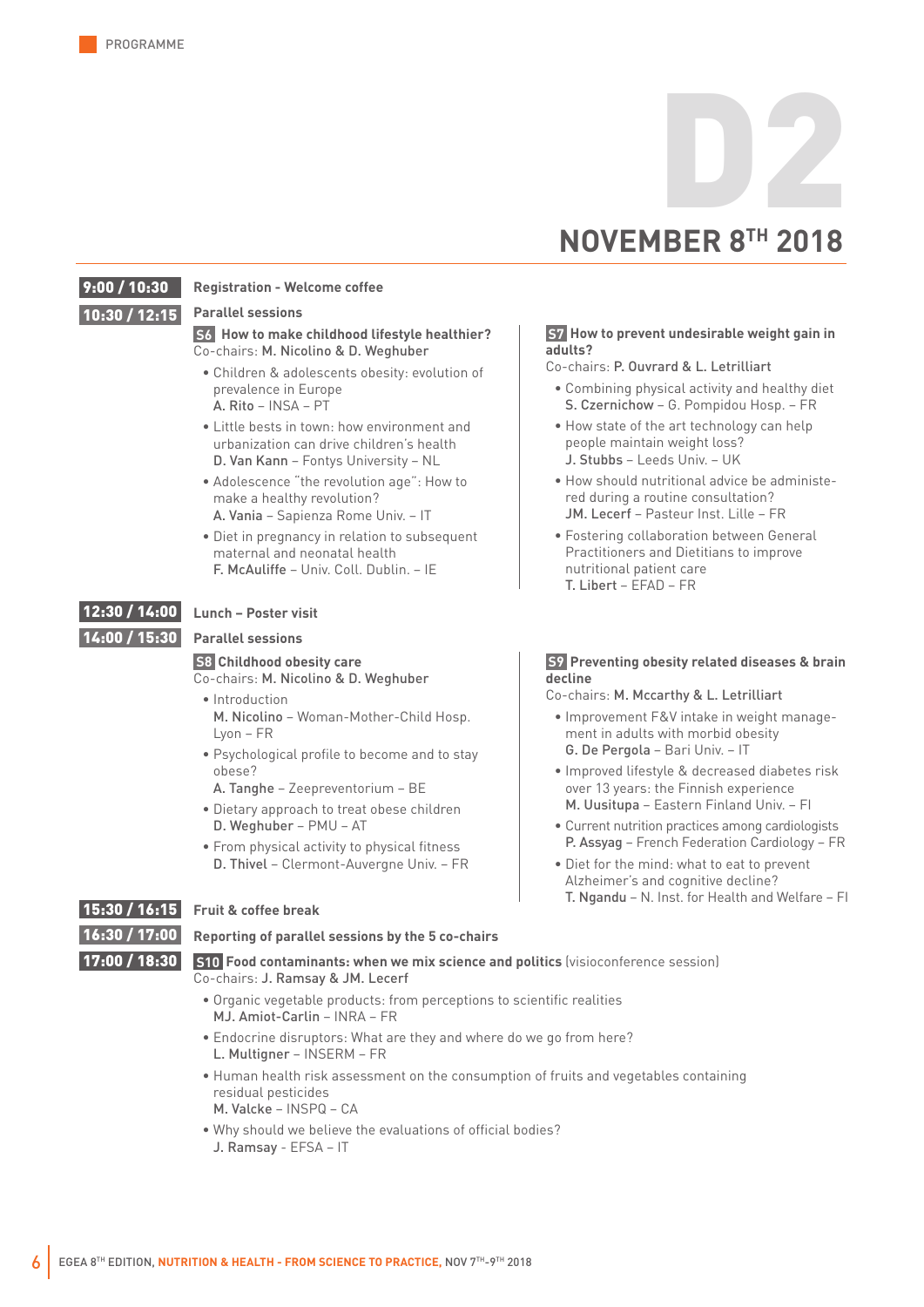PROGRAMME

# D2

## NOVEMBER 8TH 2018

**9:00 / 10:30** **Registration - Welcome coffee**

**10:30 / 12:15** **Parallel sessions**

### S6 How to make childhood lifestyle healthier?

Co-chairs: **M. Nicolino & D. Weghuber**

- Children & adolescents obesity: evolution of prevalence in Europe
  **A. Rito** – INSA – PT
- Little bests in town: how environment and urbanization can drive children's health
  **D. Van Kann** – Fontys University – NL
- Adolescence "the revolution age": How to make a healthy revolution?
  **A. Vania** – Sapienza Rome Univ. – IT
- Diet in pregnancy in relation to subsequent maternal and neonatal health
  **F. McAuliffe** – Univ. Coll. Dublin. – IE

### S7 How to prevent undesirable weight gain in adults?

Co-chairs: **P. Ouvrard & L. Letrilliart**

- Combining physical activity and healthy diet
  **S. Czernichow** – G. Pompidou Hosp. – FR
- How state of the art technology can help people maintain weight loss?
  **J. Stubbs** – Leeds Univ. – UK
- How should nutritional advice be administe-red during a routine consultation?
  **JM. Lecerf** – Pasteur Inst. Lille – FR
- Fostering collaboration between General Practitioners and Dietitians to improve nutritional patient care
  **T. Libert** – EFAD – FR

**12:30 / 14:00** **Lunch – Poster visit**

**14:00 / 15:30** **Parallel sessions**

### S8 Childhood obesity care

Co-chairs: **M. Nicolino & D. Weghuber**

- Introduction
  **M. Nicolino** – Woman-Mother-Child Hosp. Lyon – FR
- Psychological profile to become and to stay obese?
  **A. Tanghe** – Zeepreventorium – BE
- Dietary approach to treat obese children
  **D. Weghuber** – PMU – AT
- From physical activity to physical fitness
  **D. Thivel** – Clermont-Auvergne Univ. – FR

### S9 Preventing obesity related diseases & brain decline

Co-chairs: **M. Mccarthy & L. Letrilliart**

- Improvement F&V intake in weight manage-ment in adults with morbid obesity
  **G. De Pergola** – Bari Univ. – IT
- Improved lifestyle & decreased diabetes risk over 13 years: the Finnish experience
  **M. Uusitupa** – Eastern Finland Univ. – FI
- Current nutrition practices among cardiologists
  **P. Assyag** – French Federation Cardiology – FR
- Diet for the mind: what to eat to prevent Alzheimer's and cognitive decline?
  **T. Ngandu** – N. Inst. for Health and Welfare – FI

**15:30 / 16:15** **Fruit & coffee break**

**16:30 / 17:00** **Reporting of parallel sessions by the 5 co-chairs**

**17:00 / 18:30**

### S10 Food contaminants: when we mix science and politics (visioconference session)

Co-chairs: **J. Ramsay & JM. Lecerf**

- Organic vegetable products: from perceptions to scientific realities
  **MJ. Amiot-Carlin** – INRA – FR
- Endocrine disruptors: What are they and where do we go from here?
  **L. Multigner** – INSERM – FR
- Human health risk assessment on the consumption of fruits and vegetables containing residual pesticides
  **M. Valcke** – INSPQ – CA
- Why should we believe the evaluations of official bodies?
  **J. Ramsay** - EFSA – IT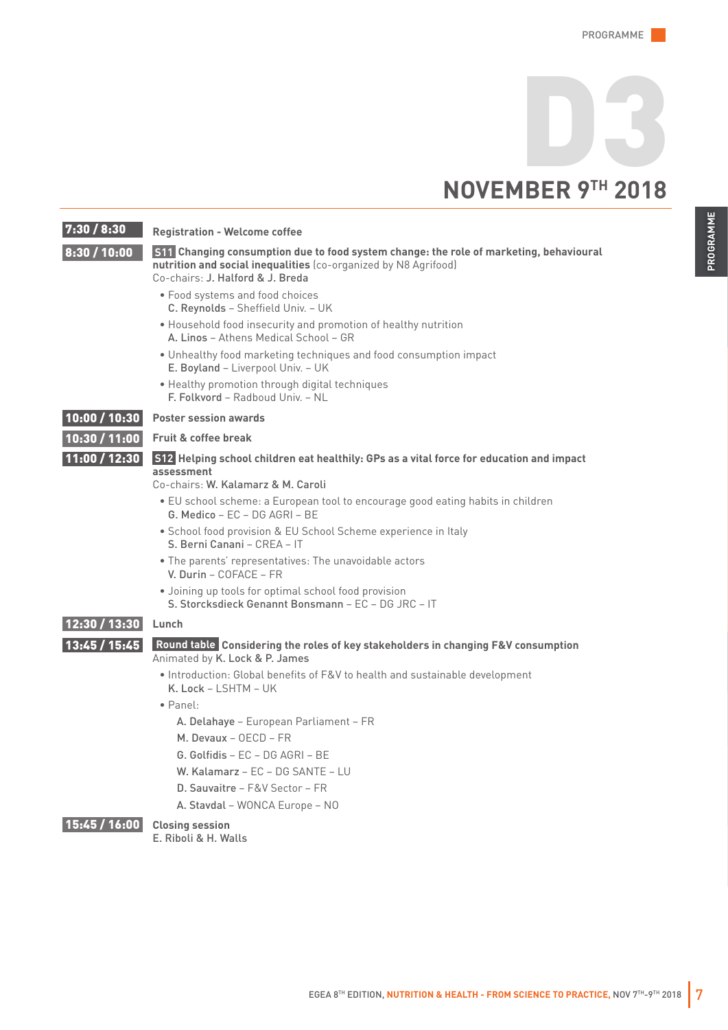# D3

## NOVEMBER 9TH 2018

**7:30 / 8:30** **Registration - Welcome coffee**

**8:30 / 10:00** **S11 Changing consumption due to food system change: the role of marketing, behavioural nutrition and social inequalities** (co-organized by N8 Agrifood)
Co-chairs: **J. Halford & J. Breda**

- Food systems and food choices
  **C. Reynolds** – Sheffield Univ. – UK
- Household food insecurity and promotion of healthy nutrition
  **A. Linos** – Athens Medical School – GR
- Unhealthy food marketing techniques and food consumption impact
  **E. Boyland** – Liverpool Univ. – UK
- Healthy promotion through digital techniques
  **F. Folkvord** – Radboud Univ. – NL

**10:00 / 10:30** **Poster session awards**

**10:30 / 11:00** **Fruit & coffee break**

**11:00 / 12:30** **S12 Helping school children eat healthily: GPs as a vital force for education and impact assessment**
Co-chairs: **W. Kalamarz & M. Caroli**

- EU school scheme: a European tool to encourage good eating habits in children
  **G. Medico** – EC – DG AGRI – BE
- School food provision & EU School Scheme experience in Italy
  **S. Berni Canani** – CREA – IT
- The parents' representatives: The unavoidable actors
  **V. Durin** – COFACE – FR
- Joining up tools for optimal school food provision
  **S. Storcksdieck Genannt Bonsmann** – EC – DG JRC – IT

**12:30 / 13:30** **Lunch**

**13:45 / 15:45** **Round table Considering the roles of key stakeholders in changing F&V consumption**
Animated by **K. Lock & P. James**

- Introduction: Global benefits of F&V to health and sustainable development
  **K. Lock** – LSHTM – UK
- Panel:
  - **A. Delahaye** – European Parliament – FR
  - **M. Devaux** – OECD – FR
  - **G. Golfidis** – EC – DG AGRI – BE
  - **W. Kalamarz** – EC – DG SANTE – LU
  - **D. Sauvaitre** – F&V Sector – FR
  - **A. Stavdal** – WONCA Europe – NO

**15:45 / 16:00** **Closing session**
**E. Riboli & H. Walls**